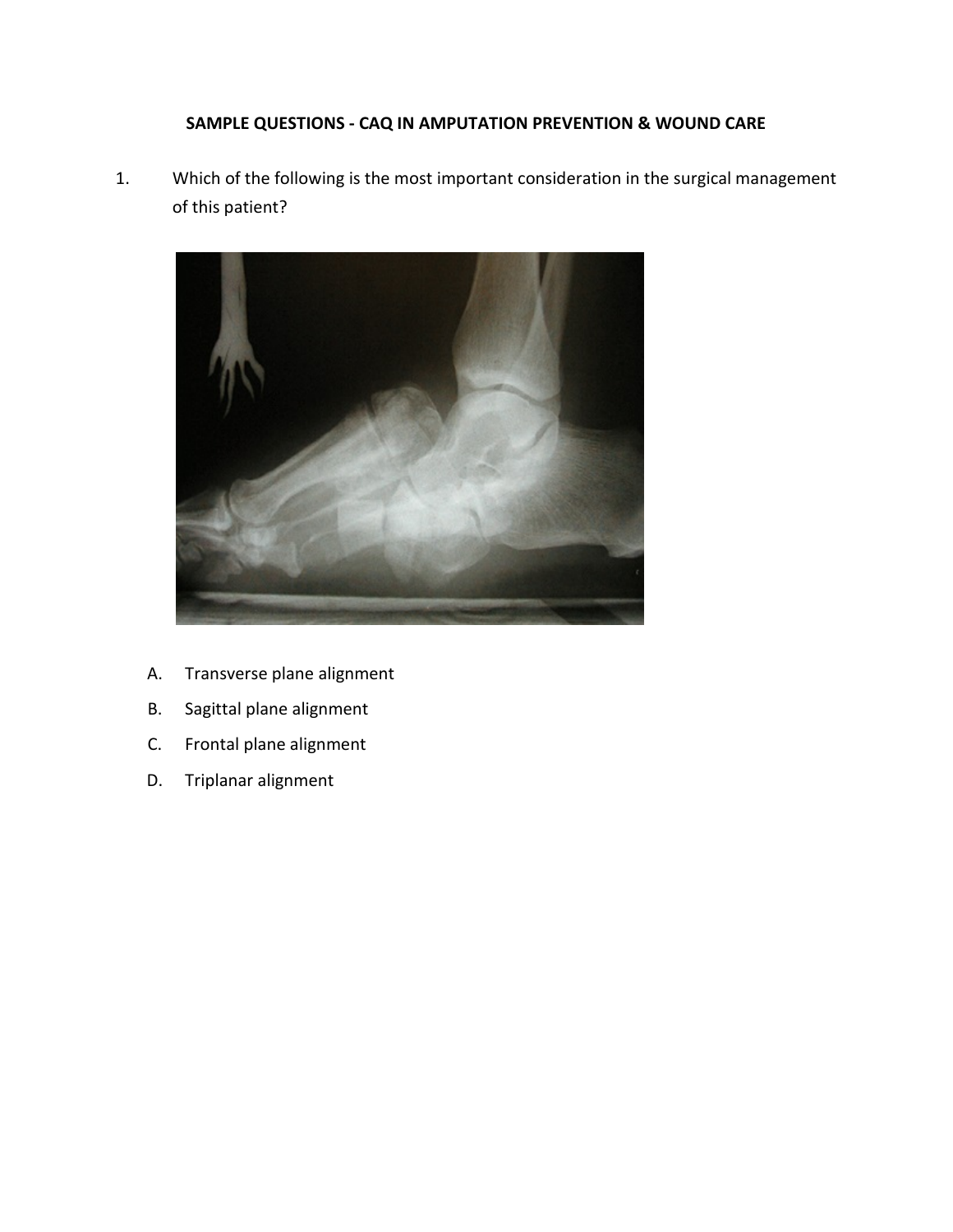**SAMPLE QUESTIONS - CAQ IN AMPUTATION PREVENTION & WOUND CARE**

1. Which of the following is the most important consideration in the surgical management of this patient?

   A. Transverse plane alignment

   B. Sagittal plane alignment

   C. Frontal plane alignment

   D. Triplanar alignment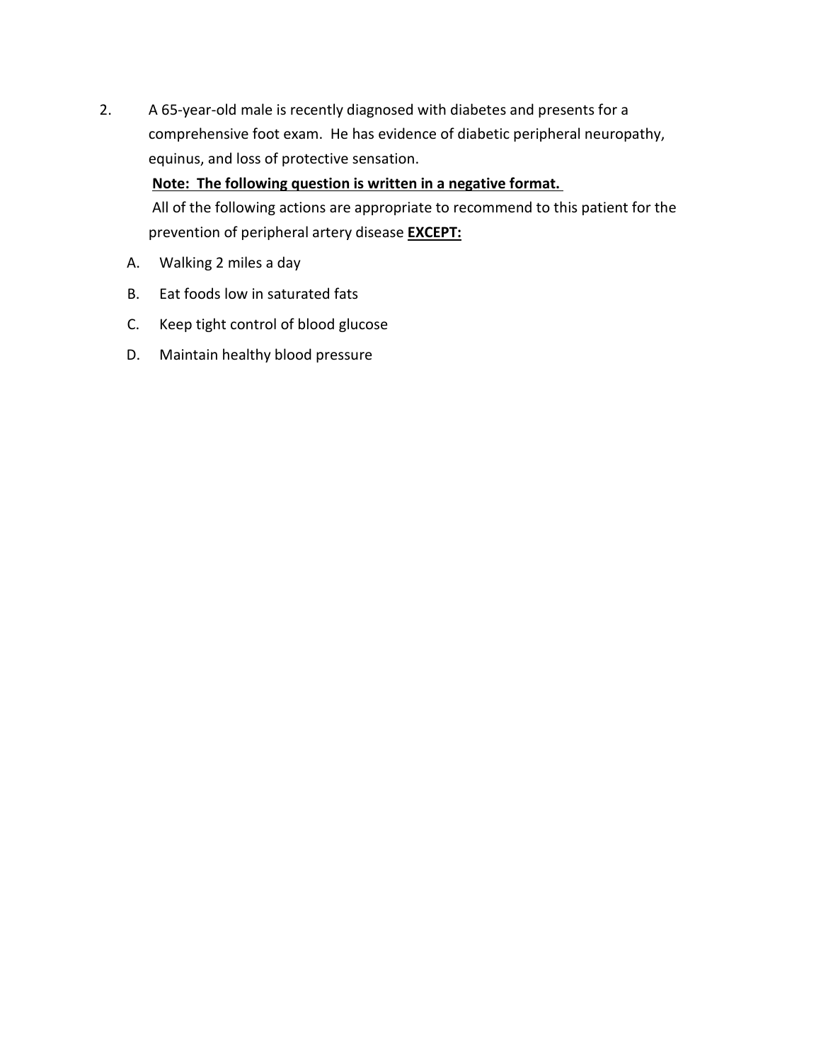2. A 65-year-old male is recently diagnosed with diabetes and presents for a comprehensive foot exam. He has evidence of diabetic peripheral neuropathy, equinus, and loss of protective sensation.

   **<u>Note: The following question is written in a negative format.</u>**

   All of the following actions are appropriate to recommend to this patient for the prevention of peripheral artery disease **<u>EXCEPT:</u>**

   A. Walking 2 miles a day

   B. Eat foods low in saturated fats

   C. Keep tight control of blood glucose

   D. Maintain healthy blood pressure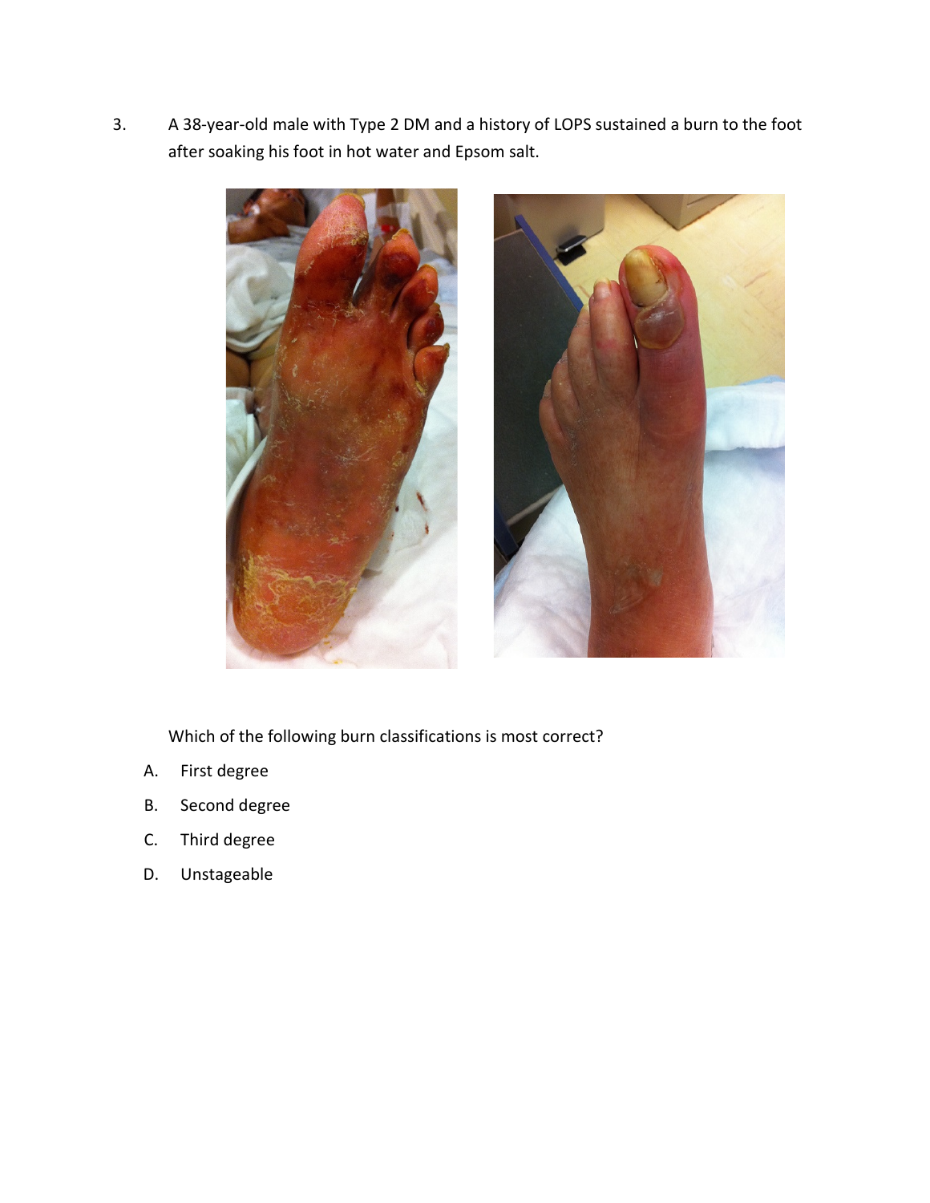3. A 38-year-old male with Type 2 DM and a history of LOPS sustained a burn to the foot after soaking his foot in hot water and Epsom salt.

Which of the following burn classifications is most correct?

A. First degree

B. Second degree

C. Third degree

D. Unstageable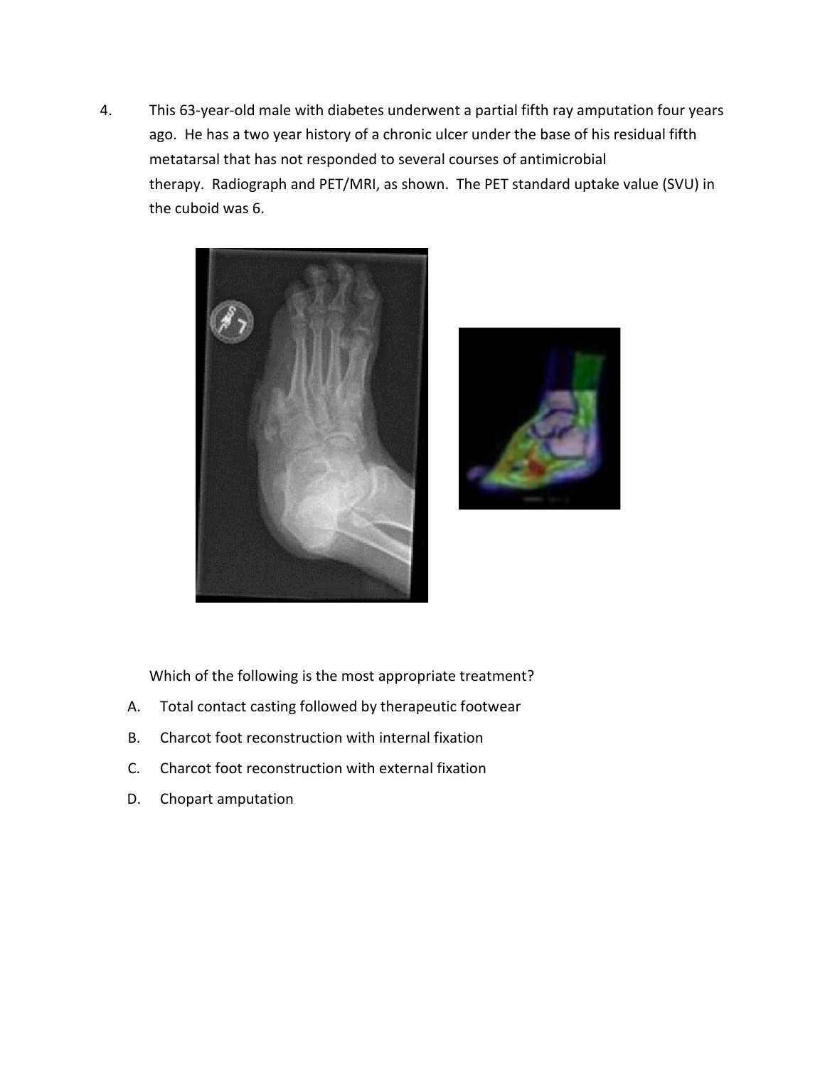4. This 63-year-old male with diabetes underwent a partial fifth ray amputation four years ago. He has a two year history of a chronic ulcer under the base of his residual fifth metatarsal that has not responded to several courses of antimicrobial therapy. Radiograph and PET/MRI, as shown. The PET standard uptake value (SVU) in the cuboid was 6.

Which of the following is the most appropriate treatment?

A. Total contact casting followed by therapeutic footwear

B. Charcot foot reconstruction with internal fixation

C. Charcot foot reconstruction with external fixation

D. Chopart amputation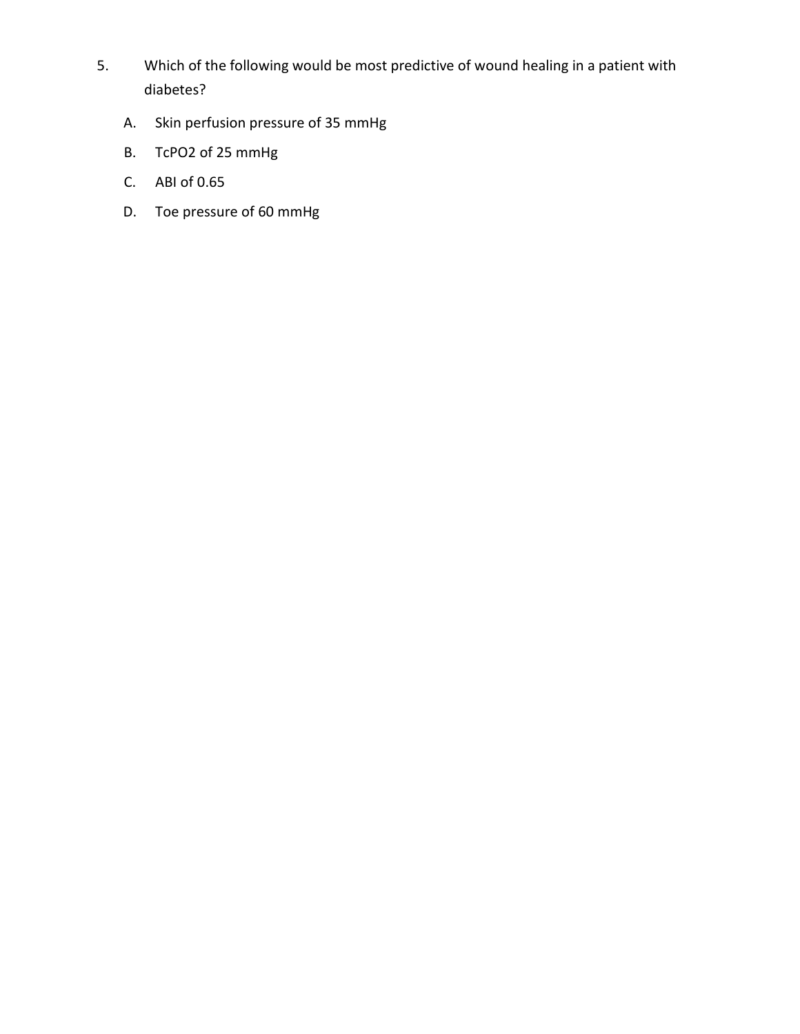5. Which of the following would be most predictive of wound healing in a patient with diabetes?

   A. Skin perfusion pressure of 35 mmHg

   B. $TcPO_2$ of 25 mmHg

   C. ABI of 0.65

   D. Toe pressure of 60 mmHg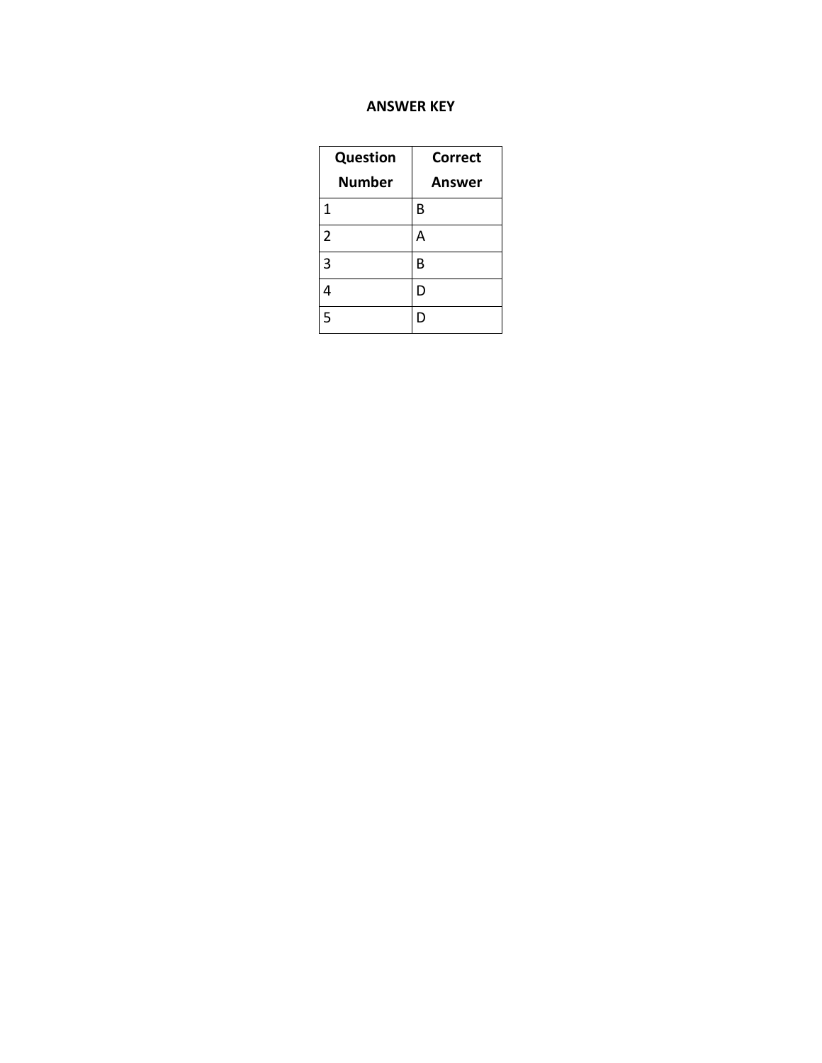## ANSWER KEY

| Question Number | Correct Answer |
|---|---|
| 1 | B |
| 2 | A |
| 3 | B |
| 4 | D |
| 5 | D |